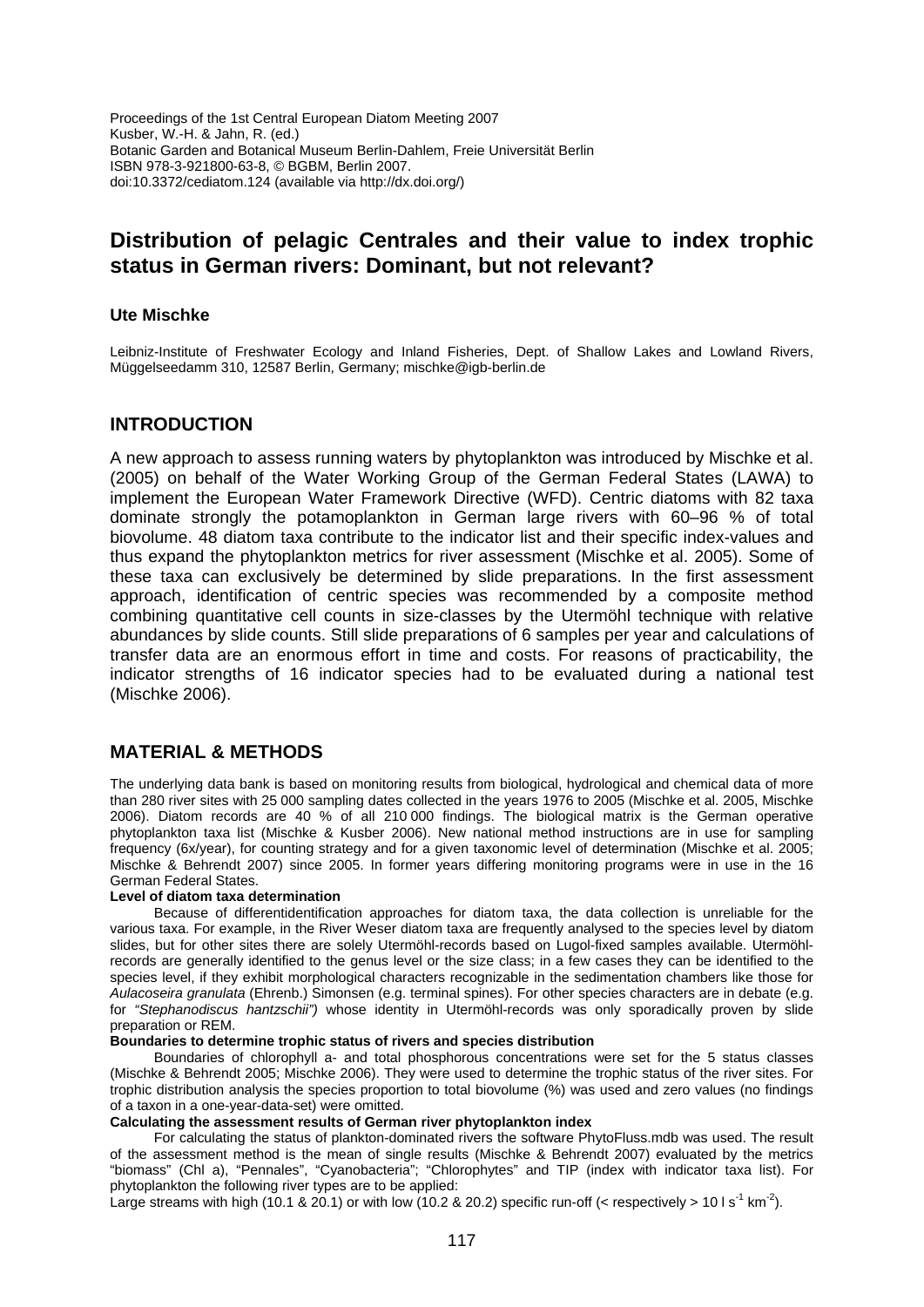Proceedings of the 1st Central European Diatom Meeting 2007
Kusber, W.-H. & Jahn, R. (ed.)
Botanic Garden and Botanical Museum Berlin-Dahlem, Freie Universität Berlin
ISBN 978-3-921800-63-8, © BGBM, Berlin 2007.
doi:10.3372/cediatom.124 (available via http://dx.doi.org/)

# Distribution of pelagic Centrales and their value to index trophic status in German rivers: Dominant, but not relevant?

**Ute Mischke**

Leibniz-Institute of Freshwater Ecology and Inland Fisheries, Dept. of Shallow Lakes and Lowland Rivers, Müggelseedamm 310, 12587 Berlin, Germany; mischke@igb-berlin.de

## INTRODUCTION

A new approach to assess running waters by phytoplankton was introduced by Mischke et al. (2005) on behalf of the Water Working Group of the German Federal States (LAWA) to implement the European Water Framework Directive (WFD). Centric diatoms with 82 taxa dominate strongly the potamoplankton in German large rivers with 60–96 % of total biovolume. 48 diatom taxa contribute to the indicator list and their specific index-values and thus expand the phytoplankton metrics for river assessment (Mischke et al. 2005). Some of these taxa can exclusively be determined by slide preparations. In the first assessment approach, identification of centric species was recommended by a composite method combining quantitative cell counts in size-classes by the Utermöhl technique with relative abundances by slide counts. Still slide preparations of 6 samples per year and calculations of transfer data are an enormous effort in time and costs. For reasons of practicability, the indicator strengths of 16 indicator species had to be evaluated during a national test (Mischke 2006).

## MATERIAL & METHODS

The underlying data bank is based on monitoring results from biological, hydrological and chemical data of more than 280 river sites with 25 000 sampling dates collected in the years 1976 to 2005 (Mischke et al. 2005, Mischke 2006). Diatom records are 40 % of all 210 000 findings. The biological matrix is the German operative phytoplankton taxa list (Mischke & Kusber 2006). New national method instructions are in use for sampling frequency (6x/year), for counting strategy and for a given taxonomic level of determination (Mischke et al. 2005; Mischke & Behrendt 2007) since 2005. In former years differing monitoring programs were in use in the 16 German Federal States.

**Level of diatom taxa determination**

Because of differentidentification approaches for diatom taxa, the data collection is unreliable for the various taxa. For example, in the River Weser diatom taxa are frequently analysed to the species level by diatom slides, but for other sites there are solely Utermöhl-records based on Lugol-fixed samples available. Utermöhl-records are generally identified to the genus level or the size class; in a few cases they can be identified to the species level, if they exhibit morphological characters recognizable in the sedimentation chambers like those for *Aulacoseira granulata* (Ehrenb.) Simonsen (e.g. terminal spines). For other species characters are in debate (e.g. for *"Stephanodiscus hantzschii")* whose identity in Utermöhl-records was only sporadically proven by slide preparation or REM.

**Boundaries to determine trophic status of rivers and species distribution**

Boundaries of chlorophyll a- and total phosphorous concentrations were set for the 5 status classes (Mischke & Behrendt 2005; Mischke 2006). They were used to determine the trophic status of the river sites. For trophic distribution analysis the species proportion to total biovolume (%) was used and zero values (no findings of a taxon in a one-year-data-set) were omitted.

**Calculating the assessment results of German river phytoplankton index**

For calculating the status of plankton-dominated rivers the software PhytoFluss.mdb was used. The result of the assessment method is the mean of single results (Mischke & Behrendt 2007) evaluated by the metrics "biomass" (Chl a), "Pennales", "Cyanobacteria"; "Chlorophytes" and TIP (index with indicator taxa list). For phytoplankton the following river types are to be applied:

Large streams with high (10.1 & 20.1) or with low (10.2 & 20.2) specific run-off (< respectively > 10 l $s^{-1}$ $km^{-2}$).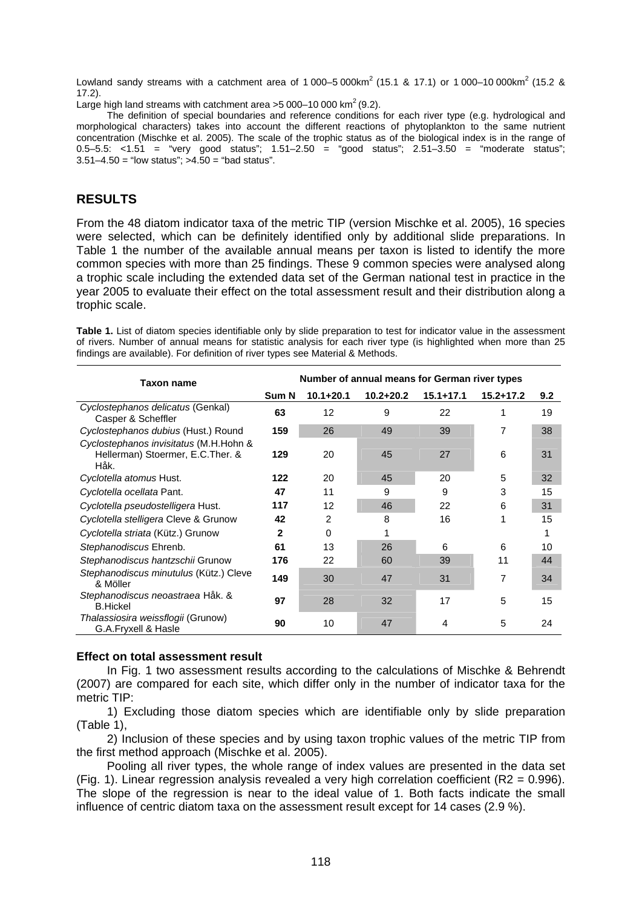Lowland sandy streams with a catchment area of 1 000–5 000km$^2$ (15.1 & 17.1) or 1 000–10 000km$^2$ (15.2 & 17.2).

Large high land streams with catchment area >5 000–10 000 km$^2$ (9.2).

The definition of special boundaries and reference conditions for each river type (e.g. hydrological and morphological characters) takes into account the different reactions of phytoplankton to the same nutrient concentration (Mischke et al. 2005). The scale of the trophic status as of the biological index is in the range of 0.5–5.5: <1.51 = "very good status"; 1.51–2.50 = "good status"; 2.51–3.50 = "moderate status"; 3.51–4.50 = "low status"; >4.50 = "bad status".

## RESULTS

From the 48 diatom indicator taxa of the metric TIP (version Mischke et al. 2005), 16 species were selected, which can be definitely identified only by additional slide preparations. In Table 1 the number of the available annual means per taxon is listed to identify the more common species with more than 25 findings. These 9 common species were analysed along a trophic scale including the extended data set of the German national test in practice in the year 2005 to evaluate their effect on the total assessment result and their distribution along a trophic scale.

**Table 1.** List of diatom species identifiable only by slide preparation to test for indicator value in the assessment of rivers. Number of annual means for statistic analysis for each river type (is highlighted when more than 25 findings are available). For definition of river types see Material & Methods.

| Taxon name | Number of annual means for German river types | | | | | |
|---|---|---|---|---|---|---|
| | Sum N | 10.1+20.1 | 10.2+20.2 | 15.1+17.1 | 15.2+17.2 | 9.2 |
| *Cyclostephanos delicatus* (Genkal) Casper & Scheffler | **63** | 12 | 9 | 22 | 1 | 19 |
| *Cyclostephanos dubius* (Hust.) Round | **159** | 26 | 49 | 39 | 7 | 38 |
| *Cyclostephanos invisitatus* (M.H.Hohn & Hellerman) Stoermer, E.C.Ther. & Håk. | **129** | 20 | 45 | 27 | 6 | 31 |
| *Cyclotella atomus* Hust. | **122** | 20 | 45 | 20 | 5 | 32 |
| *Cyclotella ocellata* Pant. | **47** | 11 | 9 | 9 | 3 | 15 |
| *Cyclotella pseudostelligera* Hust. | **117** | 12 | 46 | 22 | 6 | 31 |
| *Cyclotella stelligera* Cleve & Grunow | **42** | 2 | 8 | 16 | 1 | 15 |
| *Cyclotella striata* (Kütz.) Grunow | **2** | 0 | 1 | | | 1 |
| *Stephanodiscus* Ehrenb. | **61** | 13 | 26 | 6 | 6 | 10 |
| *Stephanodiscus hantzschii* Grunow | **176** | 22 | 60 | 39 | 11 | 44 |
| *Stephanodiscus minutulus* (Kütz.) Cleve & Möller | **149** | 30 | 47 | 31 | 7 | 34 |
| *Stephanodiscus neoastraea* Håk. & B.Hickel | **97** | 28 | 32 | 17 | 5 | 15 |
| *Thalassiosira weissflogii* (Grunow) G.A.Fryxell & Hasle | **90** | 10 | 47 | 4 | 5 | 24 |

### Effect on total assessment result

In Fig. 1 two assessment results according to the calculations of Mischke & Behrendt (2007) are compared for each site, which differ only in the number of indicator taxa for the metric TIP:

1) Excluding those diatom species which are identifiable only by slide preparation (Table 1),

2) Inclusion of these species and by using taxon trophic values of the metric TIP from the first method approach (Mischke et al. 2005).

Pooling all river types, the whole range of index values are presented in the data set (Fig. 1). Linear regression analysis revealed a very high correlation coefficient ($R2 = 0.996$). The slope of the regression is near to the ideal value of 1. Both facts indicate the small influence of centric diatom taxa on the assessment result except for 14 cases (2.9 %).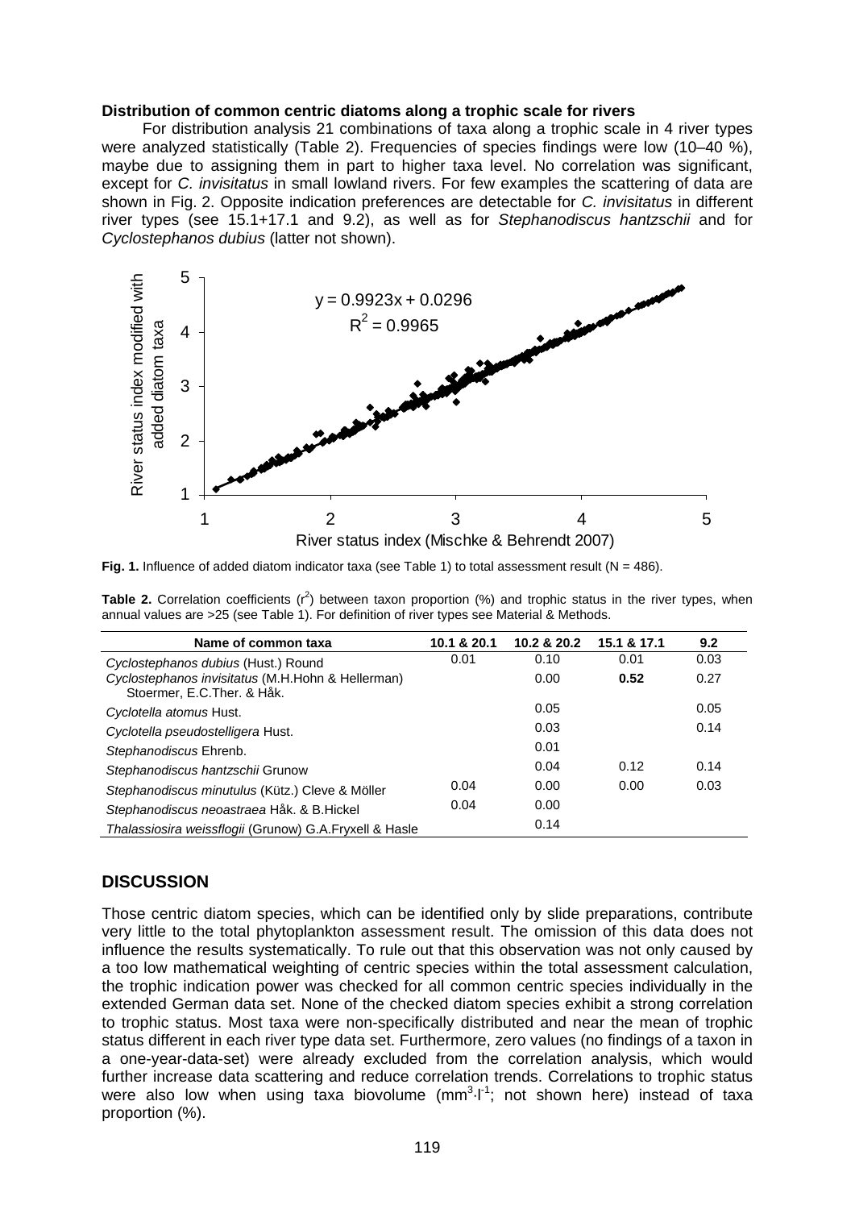**Distribution of common centric diatoms along a trophic scale for rivers**

For distribution analysis 21 combinations of taxa along a trophic scale in 4 river types were analyzed statistically (Table 2). Frequencies of species findings were low (10–40 %), maybe due to assigning them in part to higher taxa level. No correlation was significant, except for *C. invisitatus* in small lowland rivers. For few examples the scattering of data are shown in Fig. 2. Opposite indication preferences are detectable for *C. invisitatus* in different river types (see 15.1+17.1 and 9.2), as well as for *Stephanodiscus hantzschii* and for *Cyclostephanos dubius* (latter not shown).

**Fig. 1.** Influence of added diatom indicator taxa (see Table 1) to total assessment result (N = 486).

**Table 2.** Correlation coefficients ($r^2$) between taxon proportion (%) and trophic status in the river types, when annual values are >25 (see Table 1). For definition of river types see Material & Methods.

| Name of common taxa | 10.1 & 20.1 | 10.2 & 20.2 | 15.1 & 17.1 | 9.2 |
|---|---|---|---|---|
| *Cyclostephanos dubius* (Hust.) Round | 0.01 | 0.10 | 0.01 | 0.03 |
| *Cyclostephanos invisitatus* (M.H.Hohn & Hellerman) Stoermer, E.C.Ther. & Håk. | | 0.00 | **0.52** | 0.27 |
| *Cyclotella atomus* Hust. | | 0.05 | | 0.05 |
| *Cyclotella pseudostelligera* Hust. | | 0.03 | | 0.14 |
| *Stephanodiscus* Ehrenb. | | 0.01 | | |
| *Stephanodiscus hantzschii* Grunow | | 0.04 | 0.12 | 0.14 |
| *Stephanodiscus minutulus* (Kütz.) Cleve & Möller | 0.04 | 0.00 | 0.00 | 0.03 |
| *Stephanodiscus neoastraea* Håk. & B.Hickel | 0.04 | 0.00 | | |
| *Thalassiosira weissflogii* (Grunow) G.A.Fryxell & Hasle | | 0.14 | | |

## DISCUSSION

Those centric diatom species, which can be identified only by slide preparations, contribute very little to the total phytoplankton assessment result. The omission of this data does not influence the results systematically. To rule out that this observation was not only caused by a too low mathematical weighting of centric species within the total assessment calculation, the trophic indication power was checked for all common centric species individually in the extended German data set. None of the checked diatom species exhibit a strong correlation to trophic status. Most taxa were non-specifically distributed and near the mean of trophic status different in each river type data set. Furthermore, zero values (no findings of a taxon in a one-year-data-set) were already excluded from the correlation analysis, which would further increase data scattering and reduce correlation trends. Correlations to trophic status were also low when using taxa biovolume ($mm^3 \cdot l^{-1}$; not shown here) instead of taxa proportion (%).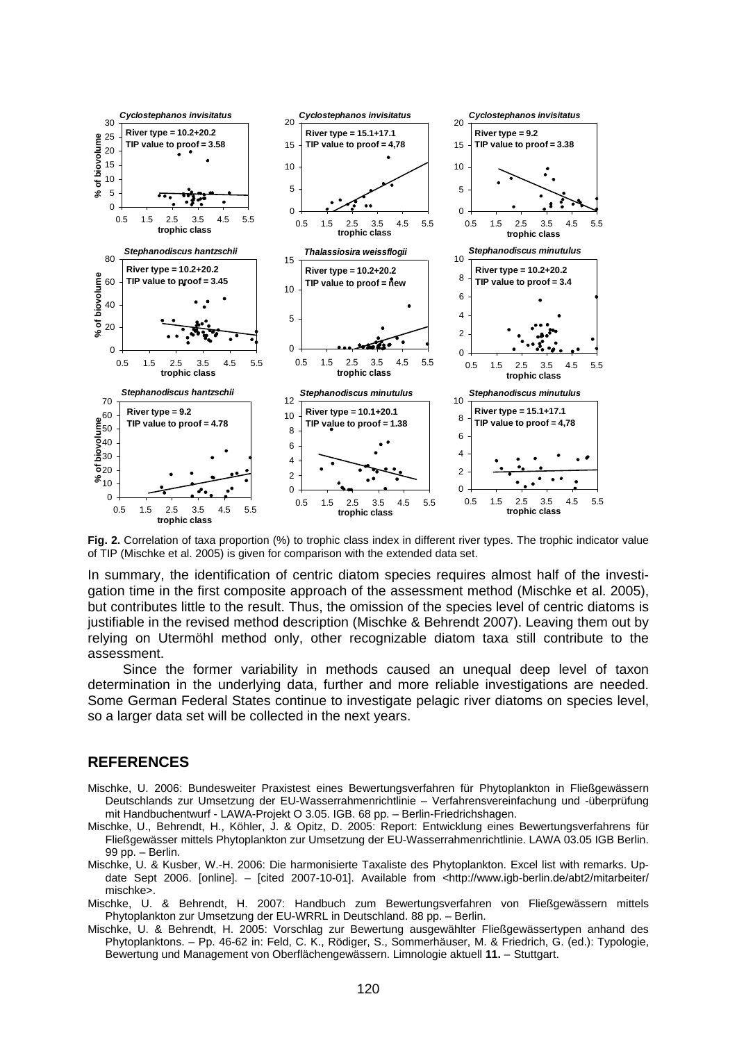*Cyclostephanos invisitatus*
River type = 10.2+20.2
TIP value to proof = 3.58

*Cyclostephanos invisitatus*
River type = 15.1+17.1
TIP value to proof = 4,78

*Cyclostephanos invisitatus*
River type = 9.2
TIP value to proof = 3.38

*Stephanodiscus hantzschii*
River type = 10.2+20.2
TIP value to proof = 3.45

*Thalassiosira weissflogii*
River type = 10.2+20.2
TIP value to proof = new

*Stephanodiscus minutulus*
River type = 10.2+20.2
TIP value to proof = 3.4

*Stephanodiscus hantzschii*
River type = 9.2
TIP value to proof = 4.78

*Stephanodiscus minutulus*
River type = 10.1+20.1
TIP value to proof = 1.38

*Stephanodiscus minutulus*
River type = 15.1+17.1
TIP value to proof = 4,78

% of biovolume

trophic class

**Fig. 2.** Correlation of taxa proportion (%) to trophic class index in different river types. The trophic indicator value of TIP (Mischke et al. 2005) is given for comparison with the extended data set.

In summary, the identification of centric diatom species requires almost half of the investigation time in the first composite approach of the assessment method (Mischke et al. 2005), but contributes little to the result. Thus, the omission of the species level of centric diatoms is justifiable in the revised method description (Mischke & Behrendt 2007). Leaving them out by relying on Utermöhl method only, other recognizable diatom taxa still contribute to the assessment.

Since the former variability in methods caused an unequal deep level of taxon determination in the underlying data, further and more reliable investigations are needed. Some German Federal States continue to investigate pelagic river diatoms on species level, so a larger data set will be collected in the next years.

## REFERENCES

Mischke, U. 2006: Bundesweiter Praxistest eines Bewertungsverfahren für Phytoplankton in Fließgewässern Deutschlands zur Umsetzung der EU-Wasserrahmenrichtlinie – Verfahrensvereinfachung und -überprüfung mit Handbuchentwurf - LAWA-Projekt O 3.05. IGB. 68 pp. – Berlin-Friedrichshagen.

Mischke, U., Behrendt, H., Köhler, J. & Opitz, D. 2005: Report: Entwicklung eines Bewertungsverfahrens für Fließgewässer mittels Phytoplankton zur Umsetzung der EU-Wasserrahmenrichtlinie. LAWA 03.05 IGB Berlin. 99 pp. – Berlin.

Mischke, U. & Kusber, W.-H. 2006: Die harmonisierte Taxaliste des Phytoplankton. Excel list with remarks. Update Sept 2006. [online]. – [cited 2007-10-01]. Available from <http://www.igb-berlin.de/abt2/mitarbeiter/mischke>.

Mischke, U. & Behrendt, H. 2007: Handbuch zum Bewertungsverfahren von Fließgewässern mittels Phytoplankton zur Umsetzung der EU-WRRL in Deutschland. 88 pp. – Berlin.

Mischke, U. & Behrendt, H. 2005: Vorschlag zur Bewertung ausgewählter Fließgewässertypen anhand des Phytoplanktons. – Pp. 46-62 in: Feld, C. K., Rödiger, S., Sommerhäuser, M. & Friedrich, G. (ed.): Typologie, Bewertung und Management von Oberflächengewässern. Limnologie aktuell **11.** – Stuttgart.